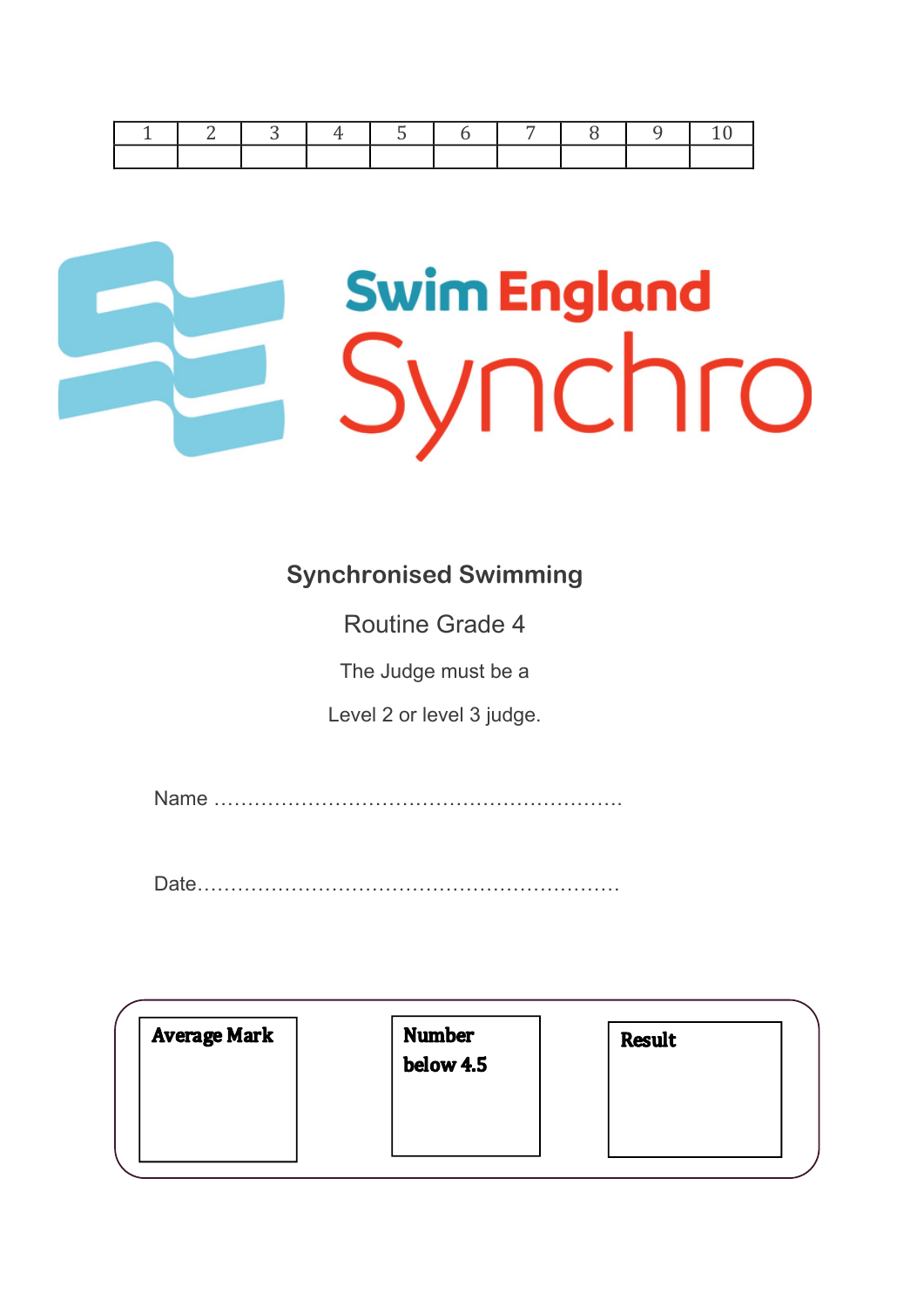| 1 | 2 | 3 | 4 | 5 | 6 | 7 | 8 | 9 | 10 |
|---|---|---|---|---|---|---|---|---|---|
| | | | | | | | | | |

Swim England Synchro

## Synchronised Swimming

Routine Grade 4

The Judge must be a

Level 2 or level 3 judge.

Name ……………………………………………………

Date………………………………………………………

| **Average Mark** | **Number below 4.5** | **Result** |
|---|---|---|
| | | |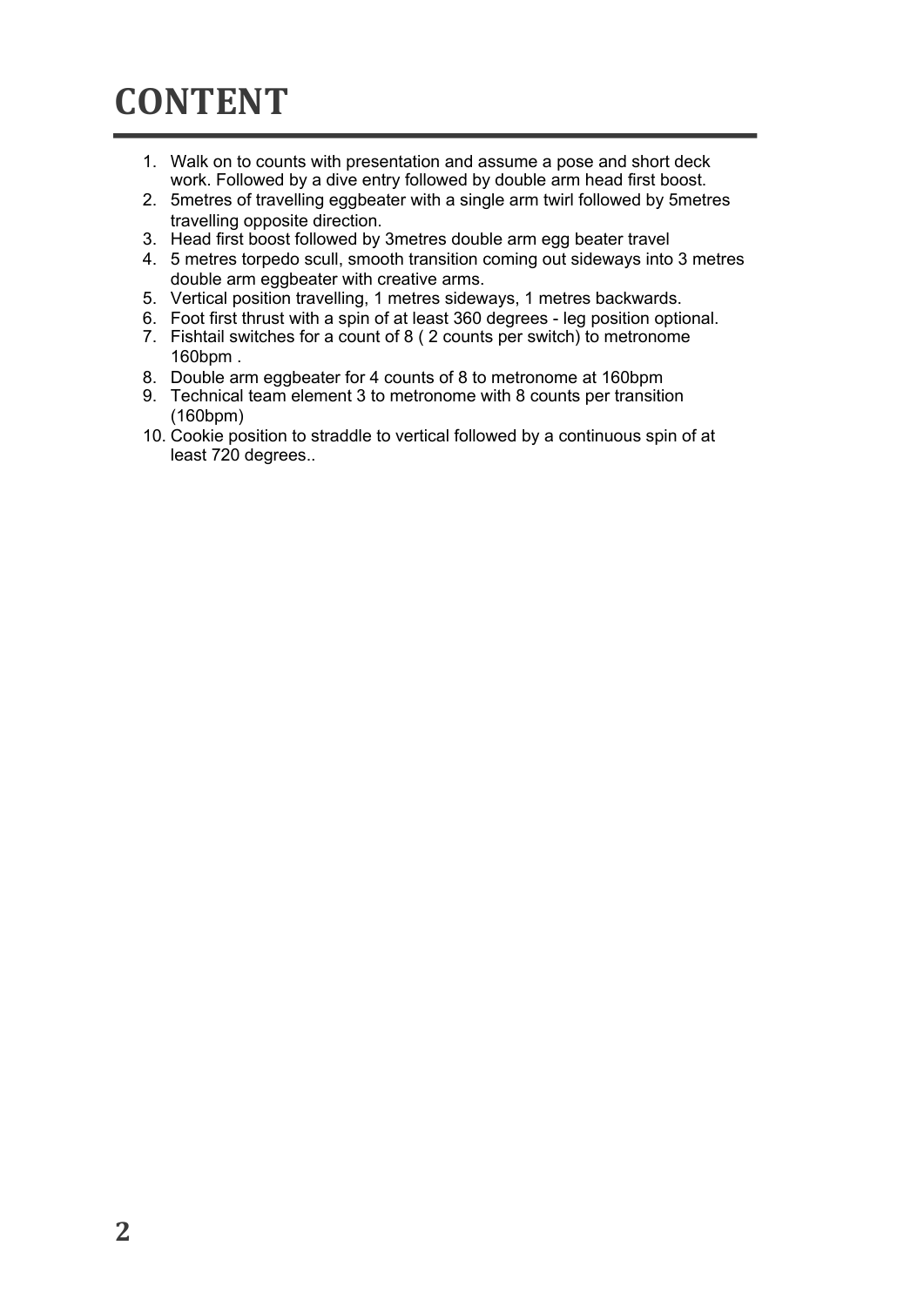# CONTENT

1. Walk on to counts with presentation and assume a pose and short deck work. Followed by a dive entry followed by double arm head first boost.
2. 5metres of travelling eggbeater with a single arm twirl followed by 5metres travelling opposite direction.
3. Head first boost followed by 3metres double arm egg beater travel
4. 5 metres torpedo scull, smooth transition coming out sideways into 3 metres double arm eggbeater with creative arms.
5. Vertical position travelling, 1 metres sideways, 1 metres backwards.
6. Foot first thrust with a spin of at least 360 degrees - leg position optional.
7. Fishtail switches for a count of 8 ( 2 counts per switch) to metronome 160bpm .
8. Double arm eggbeater for 4 counts of 8 to metronome at 160bpm
9. Technical team element 3 to metronome with 8 counts per transition (160bpm)
10. Cookie position to straddle to vertical followed by a continuous spin of at least 720 degrees..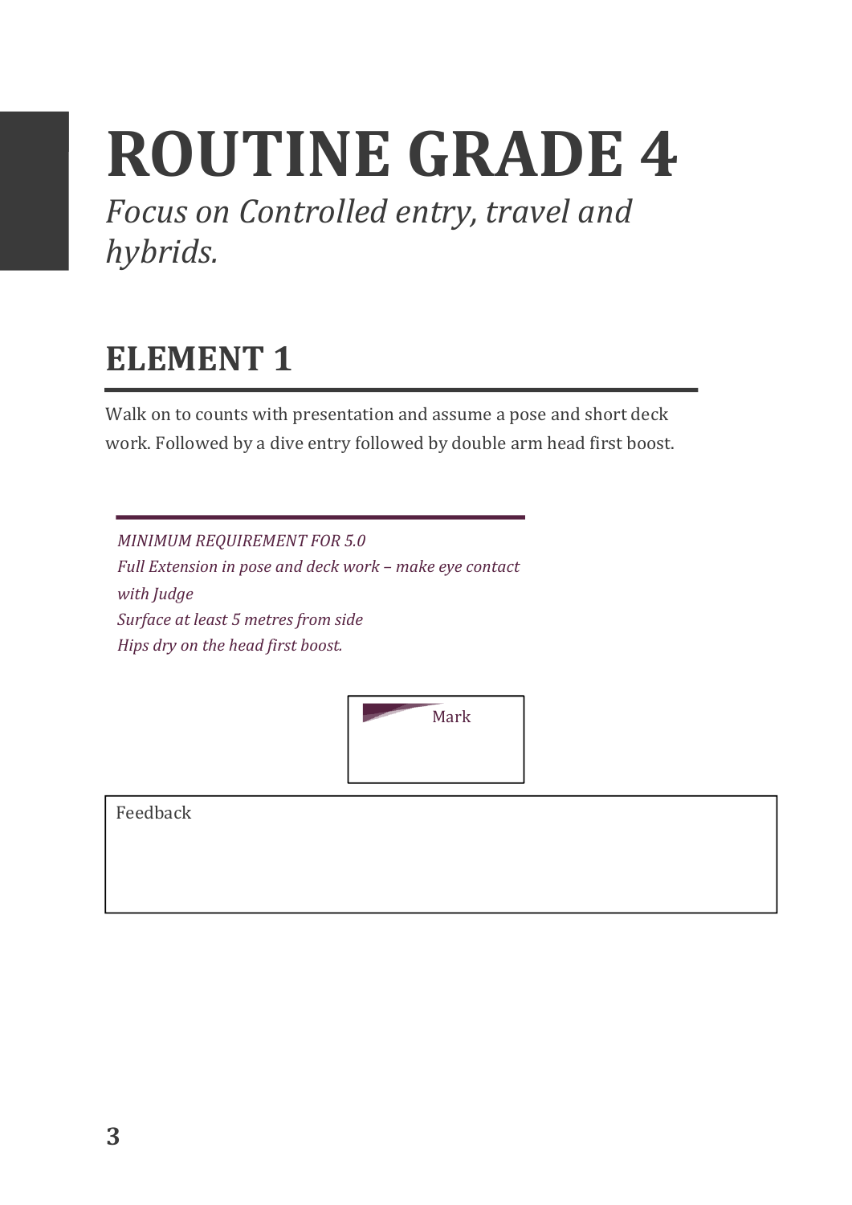# ROUTINE GRADE 4

*Focus on Controlled entry, travel and hybrids.*

## ELEMENT 1

Walk on to counts with presentation and assume a pose and short deck work. Followed by a dive entry followed by double arm head first boost.

*MINIMUM REQUIREMENT FOR 5.0*
*Full Extension in pose and deck work – make eye contact with Judge*
*Surface at least 5 metres from side*
*Hips dry on the head first boost.*

Mark

Feedback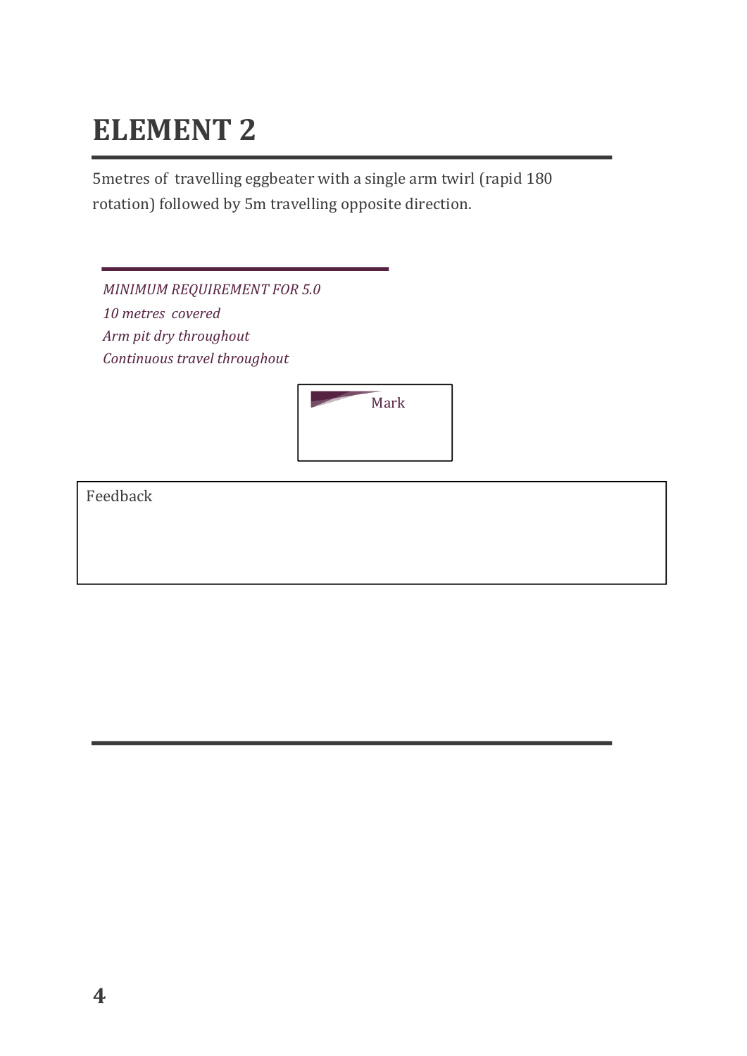# ELEMENT 2

5metres of  travelling eggbeater with a single arm twirl (rapid 180 rotation) followed by 5m travelling opposite direction.

*MINIMUM REQUIREMENT FOR 5.0*
*10 metres  covered*
*Arm pit dry throughout*
*Continuous travel throughout*

| Mark |
|---|
| |

| Feedback |
|---|
| |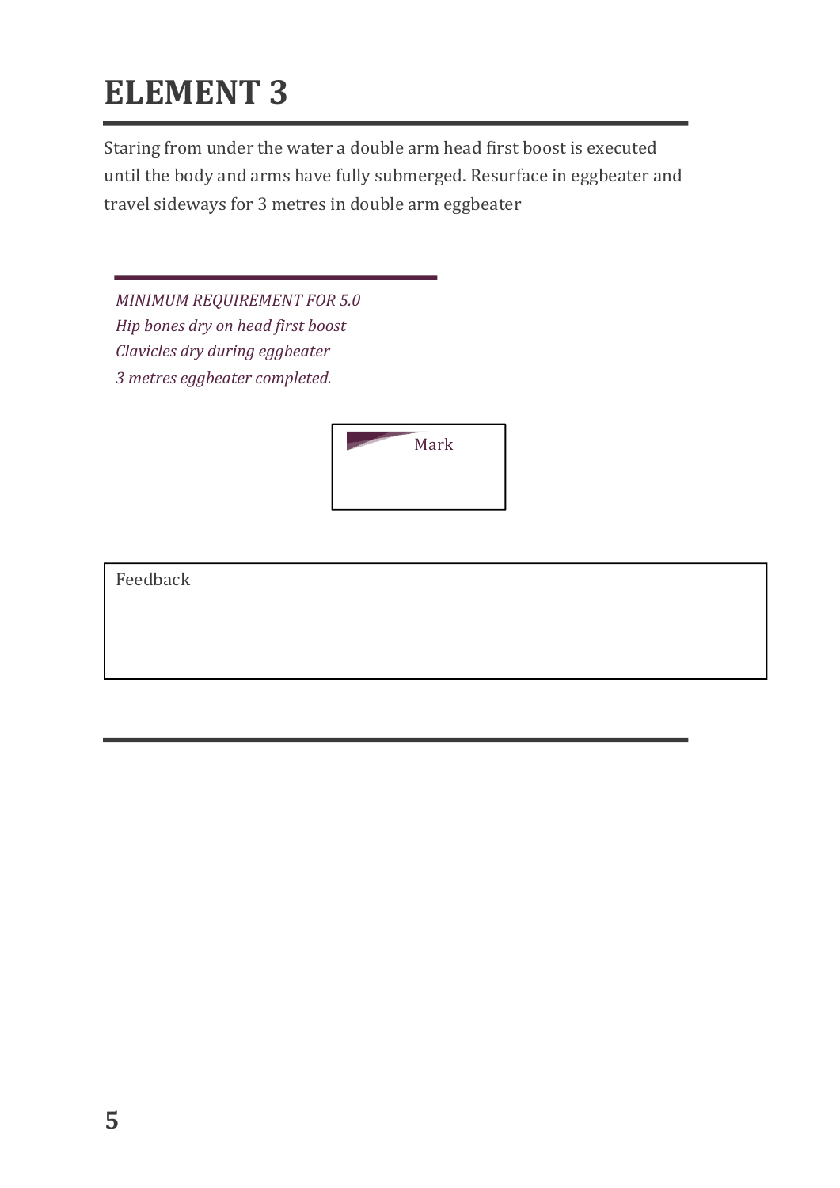# ELEMENT 3

Staring from under the water a double arm head first boost is executed until the body and arms have fully submerged. Resurface in eggbeater and travel sideways for 3 metres in double arm eggbeater

*MINIMUM REQUIREMENT FOR 5.0*
*Hip bones dry on head first boost*
*Clavicles dry during eggbeater*
*3 metres eggbeater completed.*

Mark

Feedback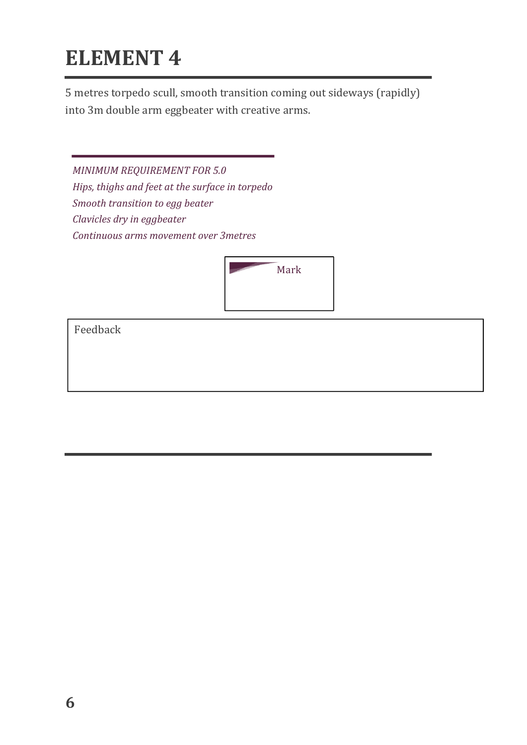# ELEMENT 4

5 metres torpedo scull, smooth transition coming out sideways (rapidly) into 3m double arm eggbeater with creative arms.

*MINIMUM REQUIREMENT FOR 5.0*
*Hips, thighs and feet at the surface in torpedo*
*Smooth transition to egg beater*
*Clavicles dry in eggbeater*
*Continuous arms movement over 3metres*

| Mark |
| --- |
| |

| Feedback |
| --- |
| |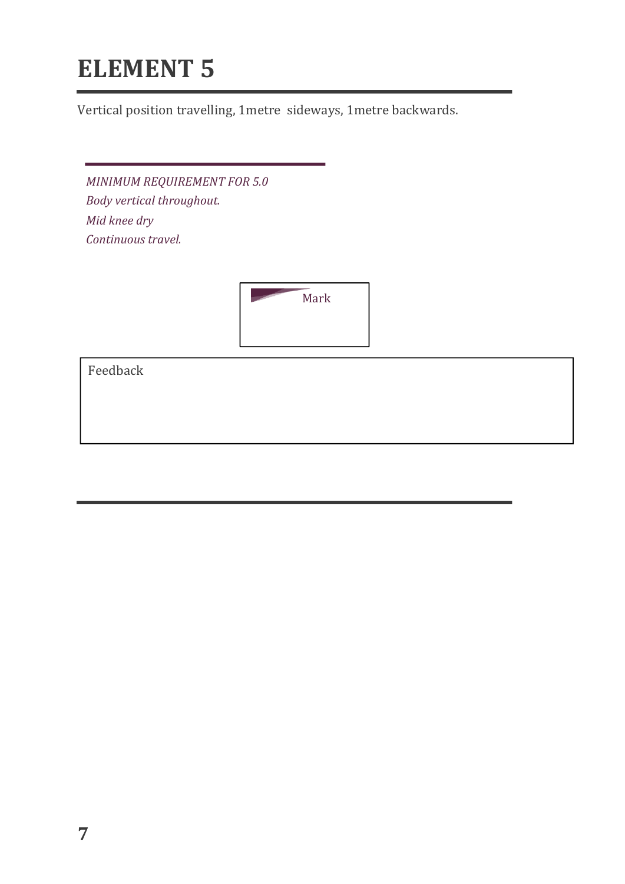# ELEMENT 5

Vertical position travelling, 1metre  sideways, 1metre backwards.

*MINIMUM REQUIREMENT FOR 5.0*
*Body vertical throughout.*
*Mid knee dry*
*Continuous travel.*

Mark

Feedback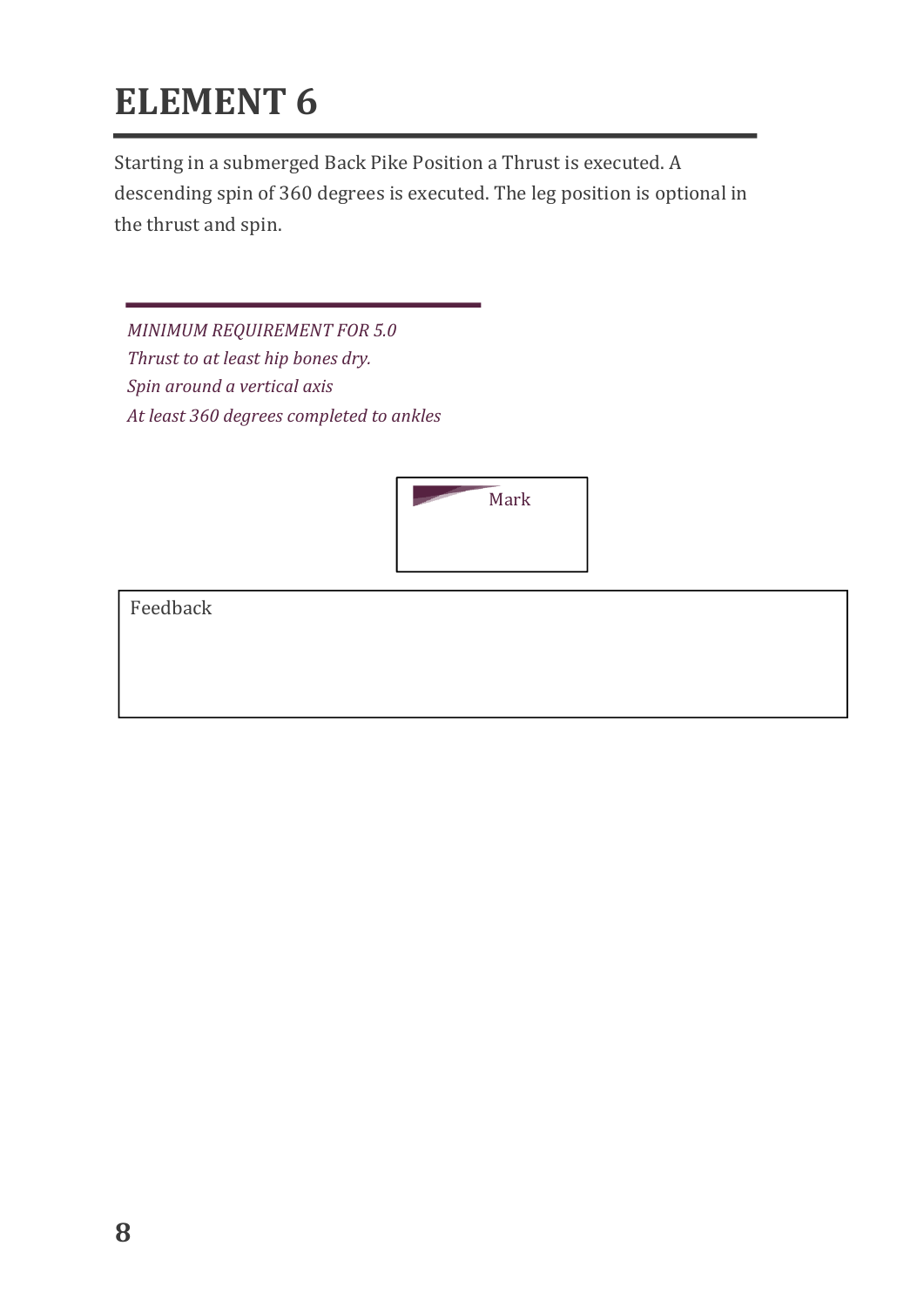# ELEMENT 6

Starting in a submerged Back Pike Position a Thrust is executed. A descending spin of 360 degrees is executed. The leg position is optional in the thrust and spin.

*MINIMUM REQUIREMENT FOR 5.0*
*Thrust to at least hip bones dry.*
*Spin around a vertical axis*
*At least 360 degrees completed to ankles*

| Mark |
| --- |
| |

| Feedback |
| --- |
| |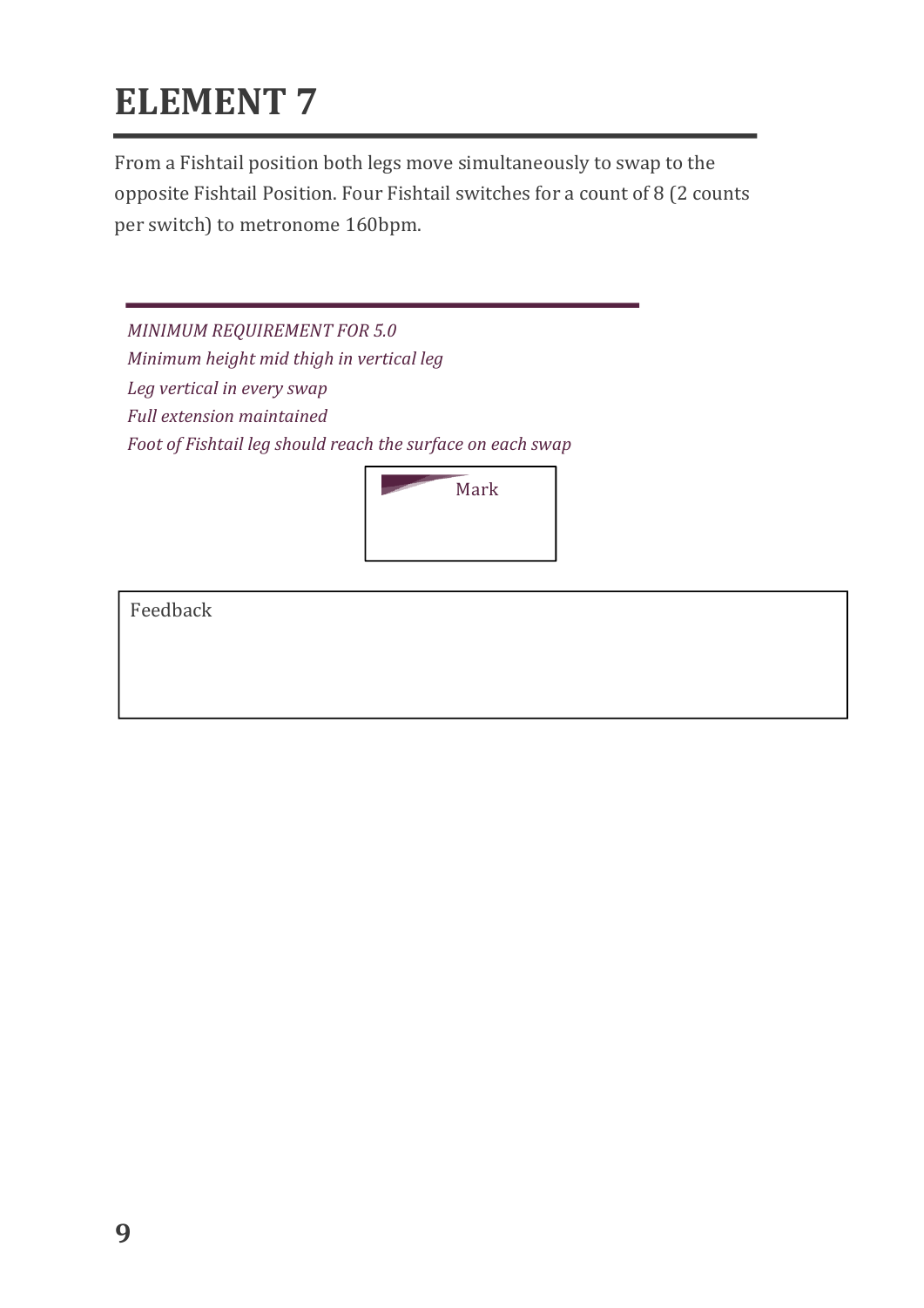# ELEMENT 7

From a Fishtail position both legs move simultaneously to swap to the opposite Fishtail Position. Four Fishtail switches for a count of 8 (2 counts per switch) to metronome 160bpm.

*MINIMUM REQUIREMENT FOR 5.0*
*Minimum height mid thigh in vertical leg*
*Leg vertical in every swap*
*Full extension maintained*
*Foot of Fishtail leg should reach the surface on each swap*

Mark

Feedback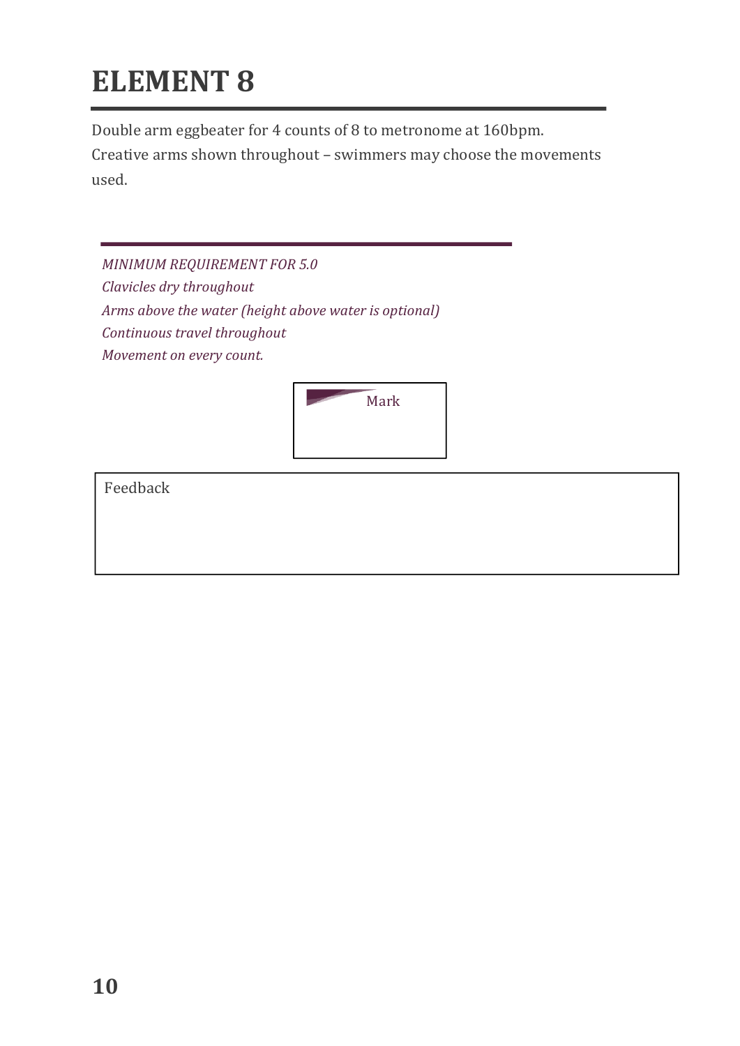# ELEMENT 8

Double arm eggbeater for 4 counts of 8 to metronome at 160bpm.
Creative arms shown throughout – swimmers may choose the movements used.

*MINIMUM REQUIREMENT FOR 5.0*
*Clavicles dry throughout*
*Arms above the water (height above water is optional)*
*Continuous travel throughout*
*Movement on every count.*

Mark

Feedback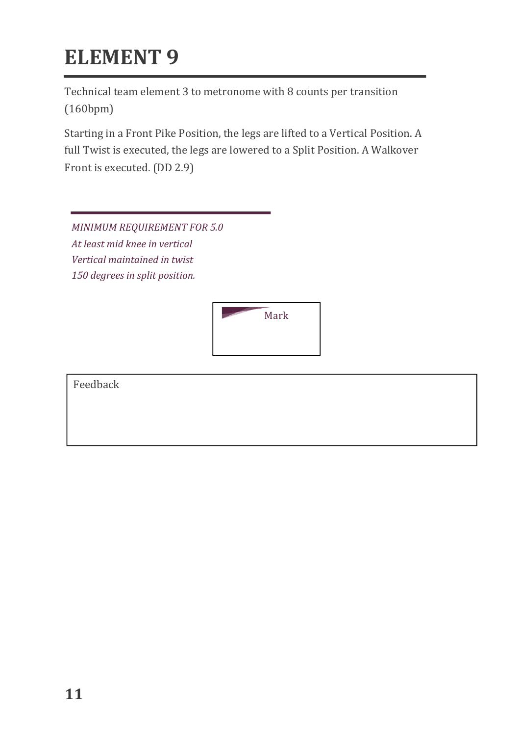# ELEMENT 9

Technical team element 3 to metronome with 8 counts per transition (160bpm)

Starting in a Front Pike Position, the legs are lifted to a Vertical Position. A full Twist is executed, the legs are lowered to a Split Position. A Walkover Front is executed. (DD 2.9)

*MINIMUM REQUIREMENT FOR 5.0*
*At least mid knee in vertical*
*Vertical maintained in twist*
*150 degrees in split position.*

Mark

Feedback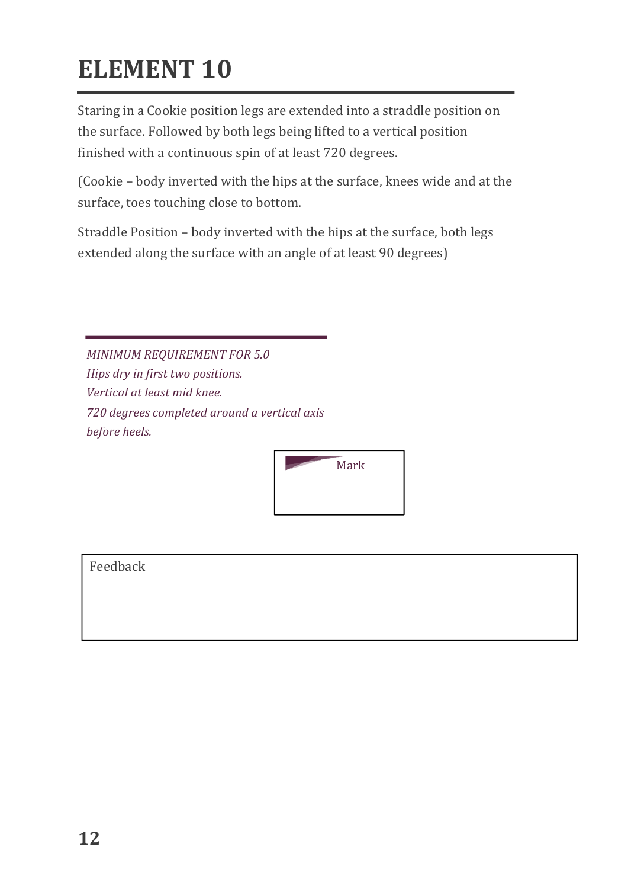# ELEMENT 10

Staring in a Cookie position legs are extended into a straddle position on the surface. Followed by both legs being lifted to a vertical position finished with a continuous spin of at least 720 degrees.

(Cookie – body inverted with the hips at the surface, knees wide and at the surface, toes touching close to bottom.

Straddle Position – body inverted with the hips at the surface, both legs extended along the surface with an angle of at least 90 degrees)

*MINIMUM REQUIREMENT FOR 5.0*
*Hips dry in first two positions.*
*Vertical at least mid knee.*
*720 degrees completed around a vertical axis before heels.*

Mark

Feedback